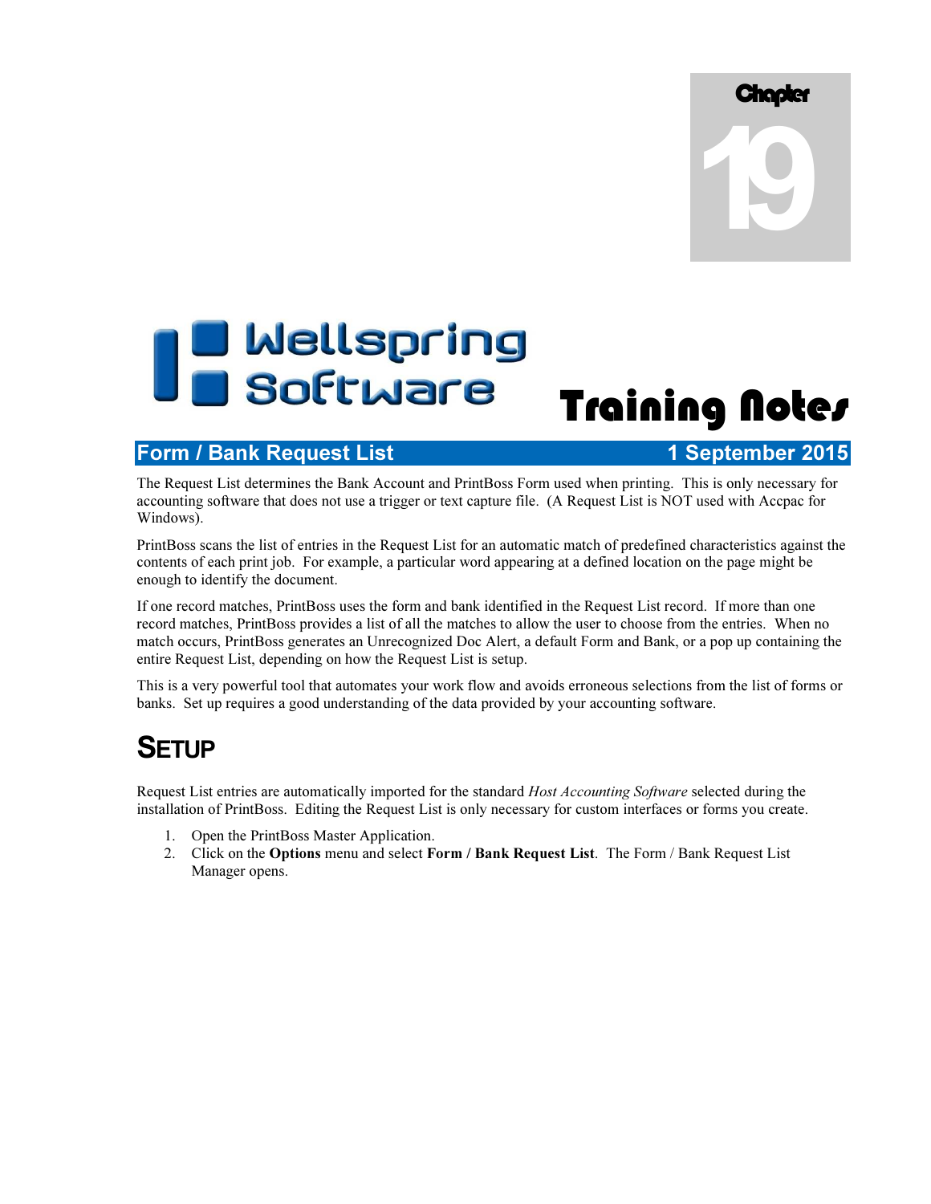Chapter 19

Wellspring Software

# Training Notes

## Form / Bank Request List — 1 September 2015

The Request List determines the Bank Account and PrintBoss Form used when printing. This is only necessary for accounting software that does not use a trigger or text capture file. (A Request List is NOT used with Accpac for Windows).

PrintBoss scans the list of entries in the Request List for an automatic match of predefined characteristics against the contents of each print job. For example, a particular word appearing at a defined location on the page might be enough to identify the document.

If one record matches, PrintBoss uses the form and bank identified in the Request List record. If more than one record matches, PrintBoss provides a list of all the matches to allow the user to choose from the entries. When no match occurs, PrintBoss generates an Unrecognized Doc Alert, a default Form and Bank, or a pop up containing the entire Request List, depending on how the Request List is setup.

This is a very powerful tool that automates your work flow and avoids erroneous selections from the list of forms or banks. Set up requires a good understanding of the data provided by your accounting software.

# SETUP

Request List entries are automatically imported for the standard *Host Accounting Software* selected during the installation of PrintBoss. Editing the Request List is only necessary for custom interfaces or forms you create.

1. Open the PrintBoss Master Application.
2. Click on the **Options** menu and select **Form / Bank Request List**. The Form / Bank Request List Manager opens.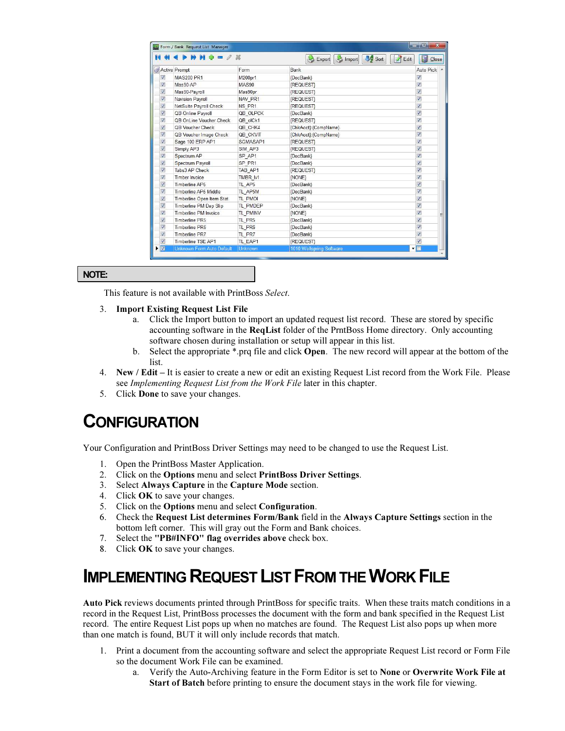| Active | Prompt | Form | Bank | Auto Pick |
|---|---|---|---|---|
| ☑ | MAS200 PR1 | M200pr1 | {DocBank} | ☑ |
| ☑ | Mas90-AP | MAS90 | {REQUEST} | ☑ |
| ☑ | Mas90-Payroll | Mas90pr | {REQUEST} | ☑ |
| ☑ | Navision Payroll | NAV_PR1 | {REQUEST} | ☑ |
| ☑ | NetSuite Payroll Check | NS_PR1 | {REQUEST} | ☑ |
| ☑ | QB Online Payroll | QB_OLPCK | {DocBank} | ☑ |
| ☑ | QB OnLine Voucher Check | QB_olCk1 | {REQUEST} | ☑ |
| ☑ | QB Voucher Check | QB_CHK4 | {ChkAcct}:{CompName} | ☑ |
| ☑ | QB Voucher Image Check | QB_CKVIT | {ChkAcct}:{CompName} | ☑ |
| ☑ | Sage 100 ERP AP1 | SGMASAP1 | {REQUEST} | ☑ |
| ☑ | Simply AP3 | SIM_AP3 | {REQUEST} | ☑ |
| ☑ | Spectrum AP | SP_AP1 | {DocBank} | ☑ |
| ☑ | Spectrum Payroll | SP_PR1 | {DocBank} | ☑ |
| ☑ | Tabs3 AP Check | TAB_AP1 | {REQUEST} | ☑ |
| ☑ | Timber Invoice | TMBR_IV1 | {NONE} | ☑ |
| ☑ | Timberline AP5 | TL_AP5 | {DocBank} | ☑ |
| ☑ | Timberline AP5 Middle | TL_AP5M | {DocBank} | ☑ |
| ☑ | Timberline Open Item Stat | TL_PMOI | {NONE} | ☑ |
| ☑ | Timberline PM Dep Slip | TL_PMDEP | {DocBank} | ☑ |
| ☑ | Timberline PM Invoice | TL_PMINV | {NONE} | ☑ |
| ☑ | Timberline PR5 | TL_PR5 | {DocBank} | ☑ |
| ☑ | Timberline PR6 | TL_PR6 | {DocBank} | ☑ |
| ☑ | Timberline PR7 | TL_PR7 | {DocBank} | ☑ |
| ☑ | Timberline TSE AP1 | TL_EAP1 | {REQUEST} | ☑ |
| ☑ | Unknown Form Auto Default | Unknown | 1010:Wellspring Software | ☐ |

**NOTE:**

This feature is not available with PrintBoss *Select*.

3. **Import Existing Request List File**
   a. Click the Import button to import an updated request list record. These are stored by specific accounting software in the **ReqList** folder of the PrntBoss Home directory. Only accounting software chosen during installation or setup will appear in this list.
   b. Select the appropriate *.prq file and click **Open**. The new record will appear at the bottom of the list.
4. **New / Edit –** It is easier to create a new or edit an existing Request List record from the Work File. Please see *Implementing Request List from the Work File* later in this chapter.
5. Click **Done** to save your changes.

# Configuration

Your Configuration and PrintBoss Driver Settings may need to be changed to use the Request List.

1. Open the PrintBoss Master Application.
2. Click on the **Options** menu and select **PrintBoss Driver Settings**.
3. Select **Always Capture** in the **Capture Mode** section.
4. Click **OK** to save your changes.
5. Click on the **Options** menu and select **Configuration**.
6. Check the **Request List determines Form/Bank** field in the **Always Capture Settings** section in the bottom left corner. This will gray out the Form and Bank choices.
7. Select the **"PB#INFO" flag overrides above** check box.
8. Click **OK** to save your changes.

# Implementing Request List From the Work File

**Auto Pick** reviews documents printed through PrintBoss for specific traits. When these traits match conditions in a record in the Request List, PrintBoss processes the document with the form and bank specified in the Request List record. The entire Request List pops up when no matches are found. The Request List also pops up when more than one match is found, BUT it will only include records that match.

1. Print a document from the accounting software and select the appropriate Request List record or Form File so the document Work File can be examined.
   a. Verify the Auto-Archiving feature in the Form Editor is set to **None** or **Overwrite Work File at Start of Batch** before printing to ensure the document stays in the work file for viewing.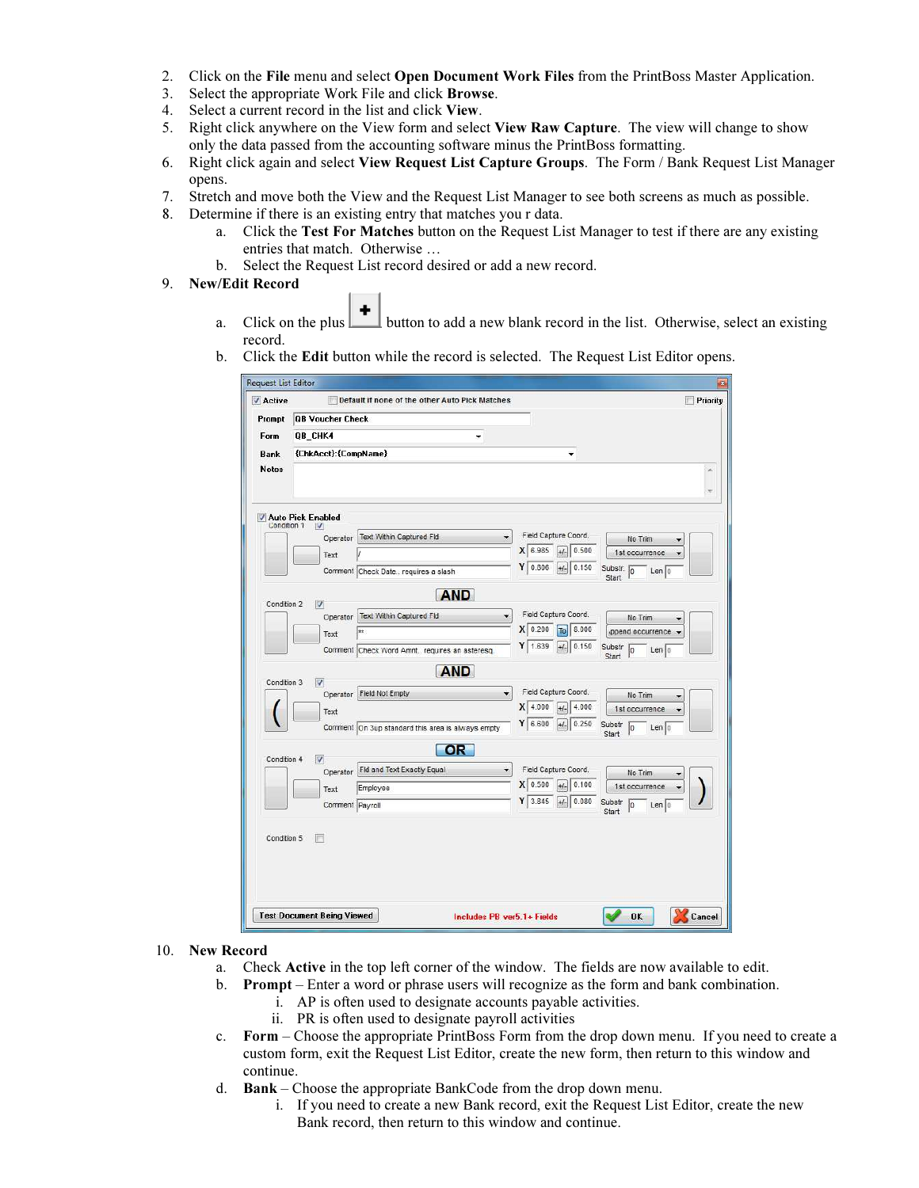2. Click on the **File** menu and select **Open Document Work Files** from the PrintBoss Master Application.
3. Select the appropriate Work File and click **Browse**.
4. Select a current record in the list and click **View**.
5. Right click anywhere on the View form and select **View Raw Capture**. The view will change to show only the data passed from the accounting software minus the PrintBoss formatting.
6. Right click again and select **View Request List Capture Groups**. The Form / Bank Request List Manager opens.
7. Stretch and move both the View and the Request List Manager to see both screens as much as possible.
8. Determine if there is an existing entry that matches you r data.
   a. Click the **Test For Matches** button on the Request List Manager to test if there are any existing entries that match. Otherwise …
   b. Select the Request List record desired or add a new record.
9. **New/Edit Record**
   a. Click on the plus button to add a new blank record in the list. Otherwise, select an existing record.
   b. Click the **Edit** button while the record is selected. The Request List Editor opens.

10. **New Record**
    a. Check **Active** in the top left corner of the window. The fields are now available to edit.
    b. **Prompt** – Enter a word or phrase users will recognize as the form and bank combination.
       i. AP is often used to designate accounts payable activities.
       ii. PR is often used to designate payroll activities
    c. **Form** – Choose the appropriate PrintBoss Form from the drop down menu. If you need to create a custom form, exit the Request List Editor, create the new form, then return to this window and continue.
    d. **Bank** – Choose the appropriate BankCode from the drop down menu.
       i. If you need to create a new Bank record, exit the Request List Editor, create the new Bank record, then return to this window and continue.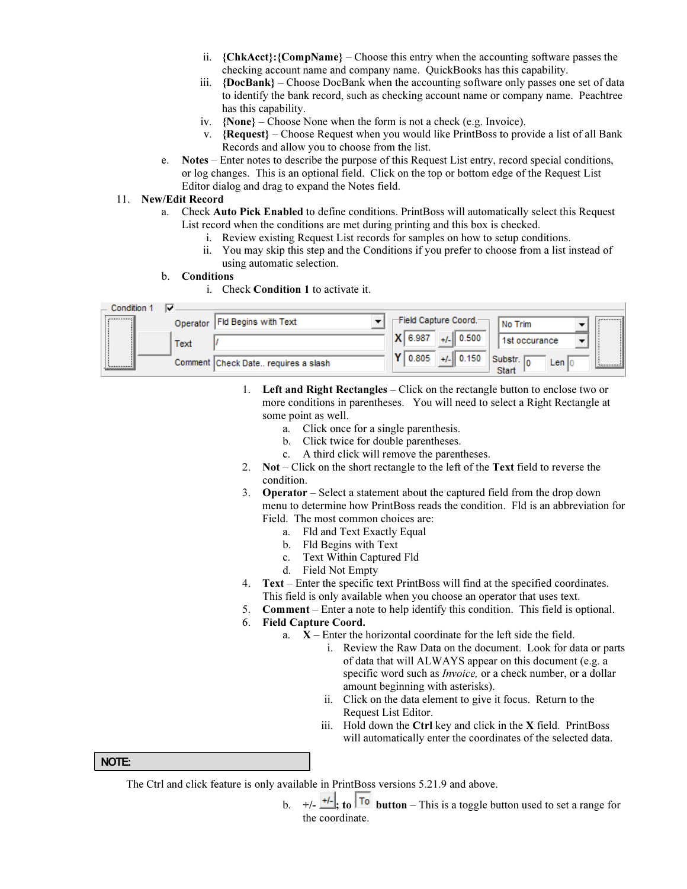ii. **{ChkAcct}:{CompName}** – Choose this entry when the accounting software passes the checking account name and company name. QuickBooks has this capability.

iii. **{DocBank}** – Choose DocBank when the accounting software only passes one set of data to identify the bank record, such as checking account name or company name. Peachtree has this capability.

iv. **{None}** – Choose None when the form is not a check (e.g. Invoice).

v. **{Request}** – Choose Request when you would like PrintBoss to provide a list of all Bank Records and allow you to choose from the list.

e. **Notes** – Enter notes to describe the purpose of this Request List entry, record special conditions, or log changes. This is an optional field. Click on the top or bottom edge of the Request List Editor dialog and drag to expand the Notes field.

11. **New/Edit Record**

a. Check **Auto Pick Enabled** to define conditions. PrintBoss will automatically select this Request List record when the conditions are met during printing and this box is checked.

i. Review existing Request List records for samples on how to setup conditions.

ii. You may skip this step and the Conditions if you prefer to choose from a list instead of using automatic selection.

b. **Conditions**

i. Check **Condition 1** to activate it.

1. **Left and Right Rectangles** – Click on the rectangle button to enclose two or more conditions in parentheses. You will need to select a Right Rectangle at some point as well.
   a. Click once for a single parenthesis.
   b. Click twice for double parentheses.
   c. A third click will remove the parentheses.
2. **Not** – Click on the short rectangle to the left of the **Text** field to reverse the condition.
3. **Operator** – Select a statement about the captured field from the drop down menu to determine how PrintBoss reads the condition. Fld is an abbreviation for Field. The most common choices are:
   a. Fld and Text Exactly Equal
   b. Fld Begins with Text
   c. Text Within Captured Fld
   d. Field Not Empty
4. **Text** – Enter the specific text PrintBoss will find at the specified coordinates. This field is only available when you choose an operator that uses text.
5. **Comment** – Enter a note to help identify this condition. This field is optional.
6. **Field Capture Coord.**
   a. **X** – Enter the horizontal coordinate for the left side the field.
      i. Review the Raw Data on the document. Look for data or parts of data that will ALWAYS appear on this document (e.g. a specific word such as *Invoice,* or a check number, or a dollar amount beginning with asterisks).
      ii. Click on the data element to give it focus. Return to the Request List Editor.
      iii. Hold down the **Ctrl** key and click in the **X** field. PrintBoss will automatically enter the coordinates of the selected data.

**NOTE:**

The Ctrl and click feature is only available in PrintBoss versions 5.21.9 and above.

b. +/- **+/-**; to **To** **button** – This is a toggle button used to set a range for the coordinate.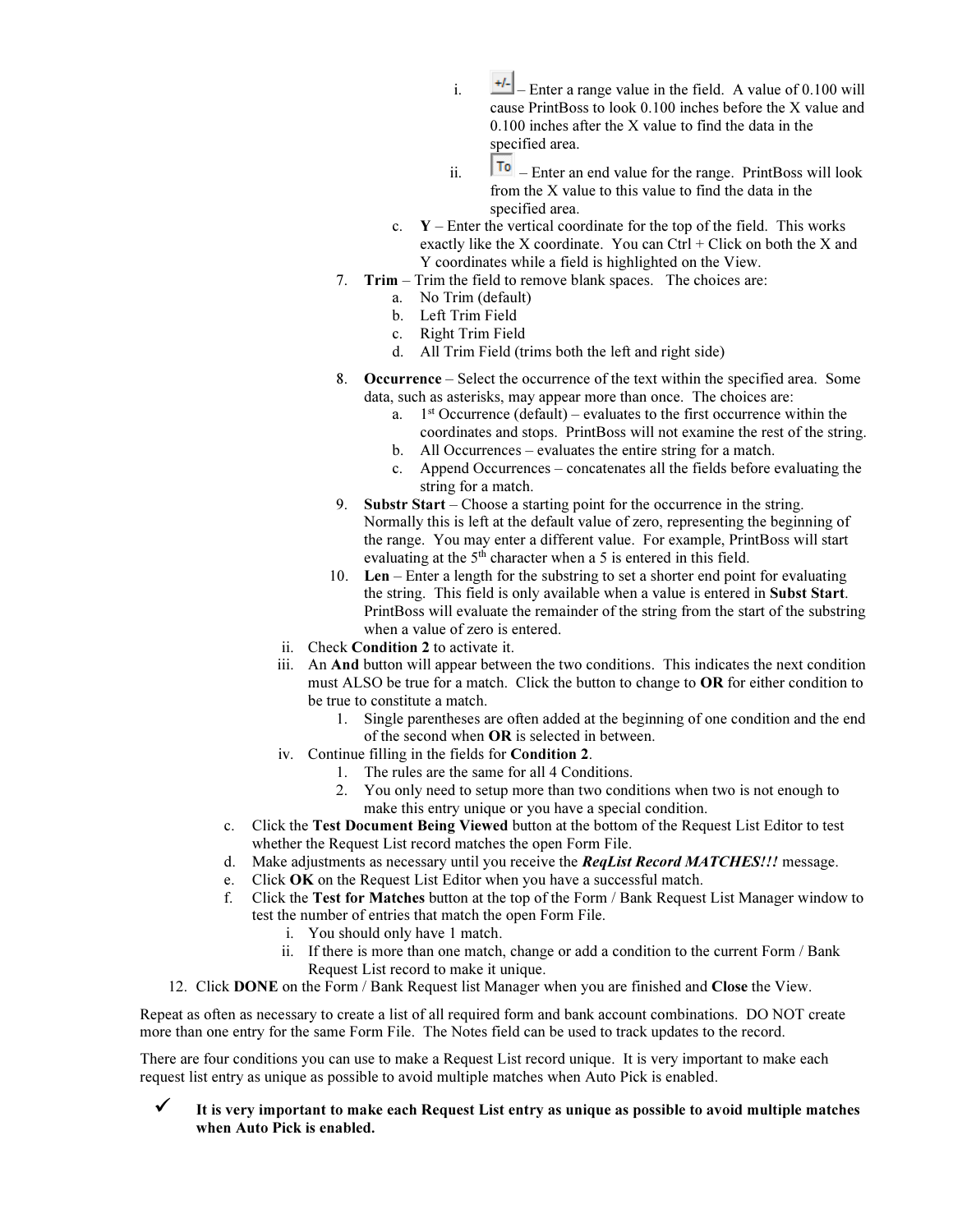i. [+/-] – Enter a range value in the field. A value of 0.100 will cause PrintBoss to look 0.100 inches before the X value and 0.100 inches after the X value to find the data in the specified area.

ii. [To] – Enter an end value for the range. PrintBoss will look from the X value to this value to find the data in the specified area.

c. **Y** – Enter the vertical coordinate for the top of the field. This works exactly like the X coordinate. You can Ctrl + Click on both the X and Y coordinates while a field is highlighted on the View.

7. **Trim** – Trim the field to remove blank spaces. The choices are:
   a. No Trim (default)
   b. Left Trim Field
   c. Right Trim Field
   d. All Trim Field (trims both the left and right side)
8. **Occurrence** – Select the occurrence of the text within the specified area. Some data, such as asterisks, may appear more than once. The choices are:
   a. 1st Occurrence (default) – evaluates to the first occurrence within the coordinates and stops. PrintBoss will not examine the rest of the string.
   b. All Occurrences – evaluates the entire string for a match.
   c. Append Occurrences – concatenates all the fields before evaluating the string for a match.
9. **Substr Start** – Choose a starting point for the occurrence in the string. Normally this is left at the default value of zero, representing the beginning of the range. You may enter a different value. For example, PrintBoss will start evaluating at the 5th character when a 5 is entered in this field.
10. **Len** – Enter a length for the substring to set a shorter end point for evaluating the string. This field is only available when a value is entered in **Subst Start**. PrintBoss will evaluate the remainder of the string from the start of the substring when a value of zero is entered.

ii. Check **Condition 2** to activate it.

iii. An **And** button will appear between the two conditions. This indicates the next condition must ALSO be true for a match. Click the button to change to **OR** for either condition to be true to constitute a match.
   1. Single parentheses are often added at the beginning of one condition and the end of the second when **OR** is selected in between.

iv. Continue filling in the fields for **Condition 2**.
   1. The rules are the same for all 4 Conditions.
   2. You only need to setup more than two conditions when two is not enough to make this entry unique or you have a special condition.

c. Click the **Test Document Being Viewed** button at the bottom of the Request List Editor to test whether the Request List record matches the open Form File.

d. Make adjustments as necessary until you receive the ***ReqList Record MATCHES!!!*** message.

e. Click **OK** on the Request List Editor when you have a successful match.

f. Click the **Test for Matches** button at the top of the Form / Bank Request List Manager window to test the number of entries that match the open Form File.
   i. You should only have 1 match.
   ii. If there is more than one match, change or add a condition to the current Form / Bank Request List record to make it unique.

12. Click **DONE** on the Form / Bank Request list Manager when you are finished and **Close** the View.

Repeat as often as necessary to create a list of all required form and bank account combinations. DO NOT create more than one entry for the same Form File. The Notes field can be used to track updates to the record.

There are four conditions you can use to make a Request List record unique. It is very important to make each request list entry as unique as possible to avoid multiple matches when Auto Pick is enabled.

✓ **It is very important to make each Request List entry as unique as possible to avoid multiple matches when Auto Pick is enabled.**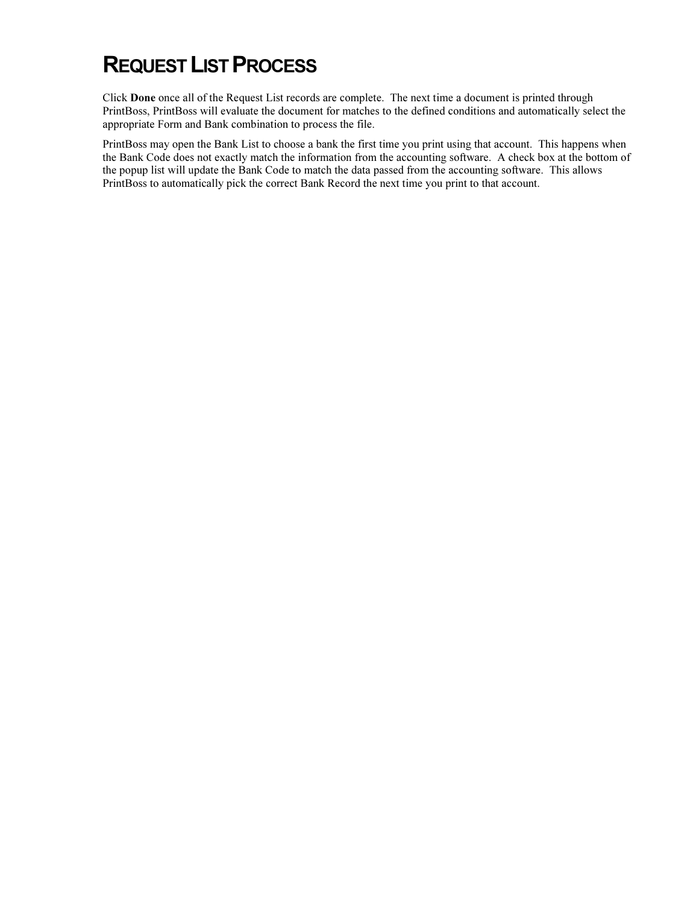# REQUEST LIST PROCESS

Click **Done** once all of the Request List records are complete. The next time a document is printed through PrintBoss, PrintBoss will evaluate the document for matches to the defined conditions and automatically select the appropriate Form and Bank combination to process the file.

PrintBoss may open the Bank List to choose a bank the first time you print using that account. This happens when the Bank Code does not exactly match the information from the accounting software. A check box at the bottom of the popup list will update the Bank Code to match the data passed from the accounting software. This allows PrintBoss to automatically pick the correct Bank Record the next time you print to that account.